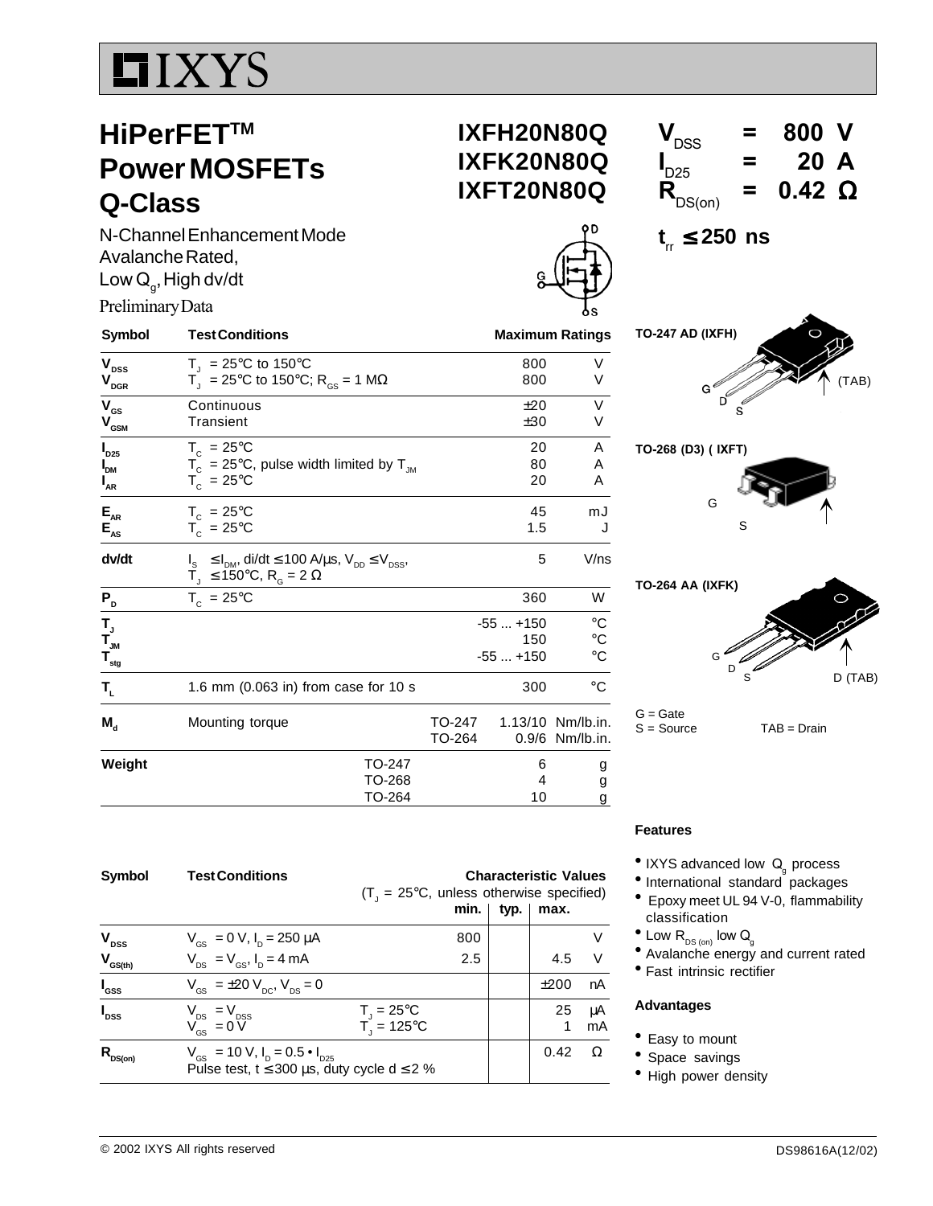# IXYS

## HiPerFET™ Power MOSFETs Q-Class

**IXFH20N80Q**
**IXFK20N80Q**
**IXFT20N80Q**

| | | | |
|---|---|---|---|
| $V_{DSS}$ | = | 800 | V |
| $I_{D25}$ | = | 20 | A |
| $R_{DS(on)}$ | = | 0.42 | Ω |

$t_{rr} \leq 250$ ns

N-Channel Enhancement Mode
Avalanche Rated,
Low $Q_g$, High dv/dt

Preliminary Data

| Symbol | Test Conditions | Maximum Ratings | |
|---|---|---|---|
| $V_{DSS}$ | $T_J$ = 25°C to 150°C | 800 | V |
| $V_{DGR}$ | $T_J$ = 25°C to 150°C; $R_{GS}$ = 1 MΩ | 800 | V |
| $V_{GS}$ | Continuous | ±20 | V |
| $V_{GSM}$ | Transient | ±30 | V |
| $I_{D25}$ | $T_C$ = 25°C | 20 | A |
| $I_{DM}$ | $T_C$ = 25°C, pulse width limited by $T_{JM}$ | 80 | A |
| $I_{AR}$ | $T_C$ = 25°C | 20 | A |
| $E_{AR}$ | $T_C$ = 25°C | 45 | mJ |
| $E_{AS}$ | $T_C$ = 25°C | 1.5 | J |
| dv/dt | $I_S \leq I_{DM}$, di/dt ≤ 100 A/µs, $V_{DD} \leq V_{DSS}$, $T_J \leq$ 150°C, $R_G$ = 2 Ω | 5 | V/ns |
| $P_D$ | $T_C$ = 25°C | 360 | W |
| $T_J$ | | -55 ... +150 | °C |
| $T_{JM}$ | | 150 | °C |
| $T_{stg}$ | | -55 ... +150 | °C |
| $T_L$ | 1.6 mm (0.063 in) from case for 10 s | 300 | °C |
| $M_d$ | Mounting torque TO-247 | 1.13/10 | Nm/lb.in. |
| | TO-264 | 0.9/6 | Nm/lb.in. |
| Weight | TO-247 | 6 | g |
| | TO-268 | 4 | g |
| | TO-264 | 10 | g |

TO-247 AD (IXFH)

TO-268 (D3) ( IXFT)

TO-264 AA (IXFK)

G = Gate
S = Source
TAB = Drain

| Symbol | Test Conditions ($T_J$ = 25°C, unless otherwise specified) | | Characteristic Values min. | typ. | max. | |
|---|---|---|---|---|---|---|
| $V_{DSS}$ | $V_{GS}$ = 0 V, $I_D$ = 250 µA | | 800 | | | V |
| $V_{GS(th)}$ | $V_{DS} = V_{GS}$, $I_D$ = 4 mA | | 2.5 | | 4.5 | V |
| $I_{GSS}$ | $V_{GS}$ = ±20 $V_{DC}$, $V_{DS}$ = 0 | | | | ±200 | nA |
| $I_{DSS}$ | $V_{DS} = V_{DSS}$ | $T_J$ = 25°C | | | 25 | µA |
| | $V_{GS}$ = 0 V | $T_J$ = 125°C | | | 1 | mA |
| $R_{DS(on)}$ | $V_{GS}$ = 10 V, $I_D$ = 0.5 • $I_{D25}$; Pulse test, t ≤ 300 µs, duty cycle d ≤ 2 % | | | | 0.42 | Ω |

### Features

- IXYS advanced low $Q_g$ process
- International standard packages
- Epoxy meet UL 94 V-0, flammability classification
- Low $R_{DS(on)}$ low $Q_g$
- Avalanche energy and current rated
- Fast intrinsic rectifier

### Advantages

- Easy to mount
- Space savings
- High power density

© 2002 IXYS All rights reserved

DS98616A(12/02)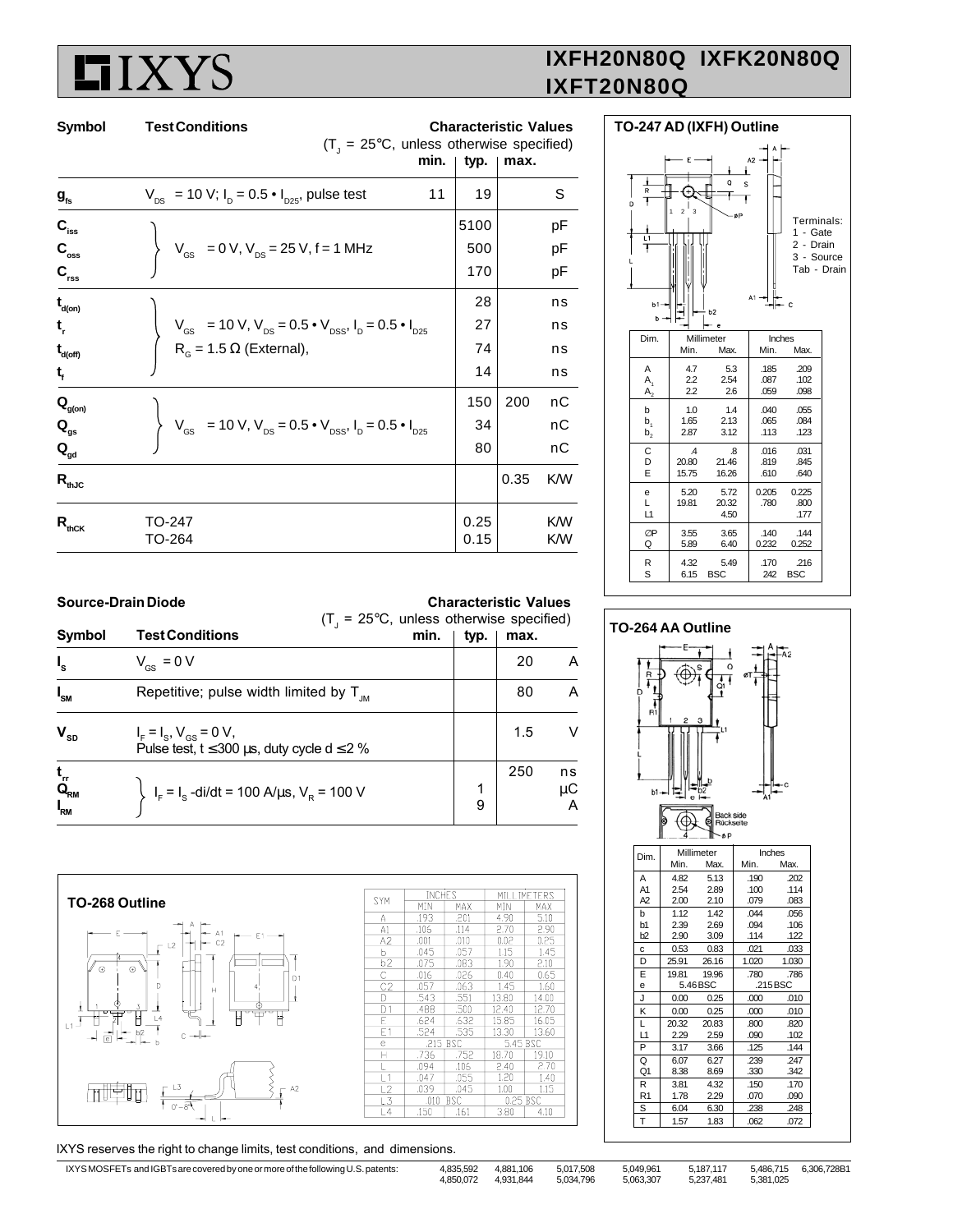# IXYS

## IXFH20N80Q IXFK20N80Q IXFT20N80Q

| Symbol | Test Conditions | Characteristic Values ($T_J$ = 25°C, unless otherwise specified) min. | typ. | max. | |
|---|---|---|---|---|---|
| $g_{fs}$ | $V_{DS}$ = 10 V; $I_D = 0.5 \cdot I_{D25}$, pulse test | 11 | 19 | | S |
| $C_{iss}$ | $V_{GS}$ = 0 V, $V_{DS}$ = 25 V, f = 1 MHz | | 5100 | | pF |
| $C_{oss}$ | | | 500 | | pF |
| $C_{rss}$ | | | 170 | | pF |
| $t_{d(on)}$ | $V_{GS}$ = 10 V, $V_{DS} = 0.5 \cdot V_{DSS}$, $I_D = 0.5 \cdot I_{D25}$, $R_G$ = 1.5 Ω (External), | | 28 | | ns |
| $t_r$ | | | 27 | | ns |
| $t_{d(off)}$ | | | 74 | | ns |
| $t_f$ | | | 14 | | ns |
| $Q_{g(on)}$ | $V_{GS}$ = 10 V, $V_{DS} = 0.5 \cdot V_{DSS}$, $I_D = 0.5 \cdot I_{D25}$ | | 150 | 200 | nC |
| $Q_{gs}$ | | | 34 | | nC |
| $Q_{gd}$ | | | 80 | | nC |
| $R_{thJC}$ | | | | 0.35 | K/W |
| $R_{thCK}$ | TO-247 | | 0.25 | | K/W |
| | TO-264 | | 0.15 | | K/W |

### Source-Drain Diode

| Symbol | Test Conditions | Characteristic Values ($T_J$ = 25°C, unless otherwise specified) min. | typ. | max. | |
|---|---|---|---|---|---|
| $I_S$ | $V_{GS}$ = 0 V | | | 20 | A |
| $I_{SM}$ | Repetitive; pulse width limited by $T_{JM}$ | | | 80 | A |
| $V_{SD}$ | $I_F = I_S$, $V_{GS}$ = 0 V, Pulse test, t ≤ 300 µs, duty cycle d ≤ 2 % | | | 1.5 | V |
| $t_{rr}$ | $I_F = I_S$ -di/dt = 100 A/µs, $V_R$ = 100 V | | | 250 | ns |
| $Q_{RM}$ | | | 1 | | µC |
| $I_{RM}$ | | | 9 | | A |

### TO-247 AD (IXFH) Outline

Terminals: 1 - Gate 2 - Drain 3 - Source Tab - Drain

| Dim. | Millimeter Min. | Max. | Inches Min. | Max. |
|---|---|---|---|---|
| A | 4.7 | 5.3 | .185 | .209 |
| $A_1$ | 2.2 | 2.54 | .087 | .102 |
| $A_2$ | 2.2 | 2.6 | .059 | .098 |
| b | 1.0 | 1.4 | .040 | .055 |
| $b_1$ | 1.65 | 2.13 | .065 | .084 |
| $b_2$ | 2.87 | 3.12 | .113 | .123 |
| C | .4 | .8 | .016 | .031 |
| D | 20.80 | 21.46 | .819 | .845 |
| E | 15.75 | 16.26 | .610 | .640 |
| e | 5.20 | 5.72 | 0.205 | 0.225 |
| L | 19.81 | 20.32 | .780 | .800 |
| L1 | | 4.50 | | .177 |
| ∅P | 3.55 | 3.65 | .140 | .144 |
| Q | 5.89 | 6.40 | 0.232 | 0.252 |
| R | 4.32 | 5.49 | .170 | .216 |
| S | 6.15 | BSC | 242 | BSC |

### TO-264 AA Outline

Back side Rückseite

| Dim. | Millimeter Min. | Max. | Inches Min. | Max. |
|---|---|---|---|---|
| A | 4.82 | 5.13 | .190 | .202 |
| A1 | 2.54 | 2.89 | .100 | .114 |
| A2 | 2.00 | 2.10 | .079 | .083 |
| b | 1.12 | 1.42 | .044 | .056 |
| b1 | 2.39 | 2.69 | .094 | .106 |
| b2 | 2.90 | 3.09 | .114 | .122 |
| c | 0.53 | 0.83 | .021 | .033 |
| D | 25.91 | 26.16 | 1.020 | 1.030 |
| E | 19.81 | 19.96 | .780 | .786 |
| e | 5.46 BSC | | .215 BSC | |
| J | 0.00 | 0.25 | .000 | .010 |
| K | 0.00 | 0.25 | .000 | .010 |
| L | 20.32 | 20.83 | .800 | .820 |
| L1 | 2.29 | 2.59 | .090 | .102 |
| P | 3.17 | 3.66 | .125 | .144 |
| Q | 6.07 | 6.27 | .239 | .247 |
| Q1 | 8.38 | 8.69 | .330 | .342 |
| R | 3.81 | 4.32 | .150 | .170 |
| R1 | 1.78 | 2.29 | .070 | .090 |
| S | 6.04 | 6.30 | .238 | .248 |
| T | 1.57 | 1.83 | .062 | .072 |

### TO-268 Outline

| SYM | INCHES MIN | MAX | MILLIMETERS MIN | MAX |
|---|---|---|---|---|
| A | .193 | .201 | 4.90 | 5.10 |
| A1 | .106 | .114 | 2.70 | 2.90 |
| A2 | .001 | .010 | 0.02 | 0.25 |
| b | .045 | .057 | 1.15 | 1.45 |
| b2 | .075 | .083 | 1.90 | 2.10 |
| C | .016 | .026 | 0.40 | 0.65 |
| C2 | .057 | .063 | 1.45 | 1.60 |
| D | .543 | .551 | 13.80 | 14.00 |
| D1 | .488 | .500 | 12.40 | 12.70 |
| E | .624 | .632 | 15.85 | 16.05 |
| E1 | .524 | .535 | 13.30 | 13.60 |
| e | .215 BSC | | 5.45 BSC | |
| H | .736 | .752 | 18.70 | 19.10 |
| L | .094 | .106 | 2.40 | 2.70 |
| L1 | .047 | .055 | 1.20 | 1.40 |
| L2 | .039 | .045 | 1.00 | 1.15 |
| L3 | .010 BSC | | 0.25 BSC | |
| L4 | .150 | .161 | 3.80 | 4.10 |

IXYS reserves the right to change limits, test conditions, and dimensions.

IXYS MOSFETs and IGBTs are covered by one or more of the following U.S. patents: 4,835,592 4,850,072 4,881,106 4,931,844 5,017,508 5,034,796 5,049,961 5,063,307 5,187,117 5,237,481 5,486,715 5,381,025 6,306,728B1